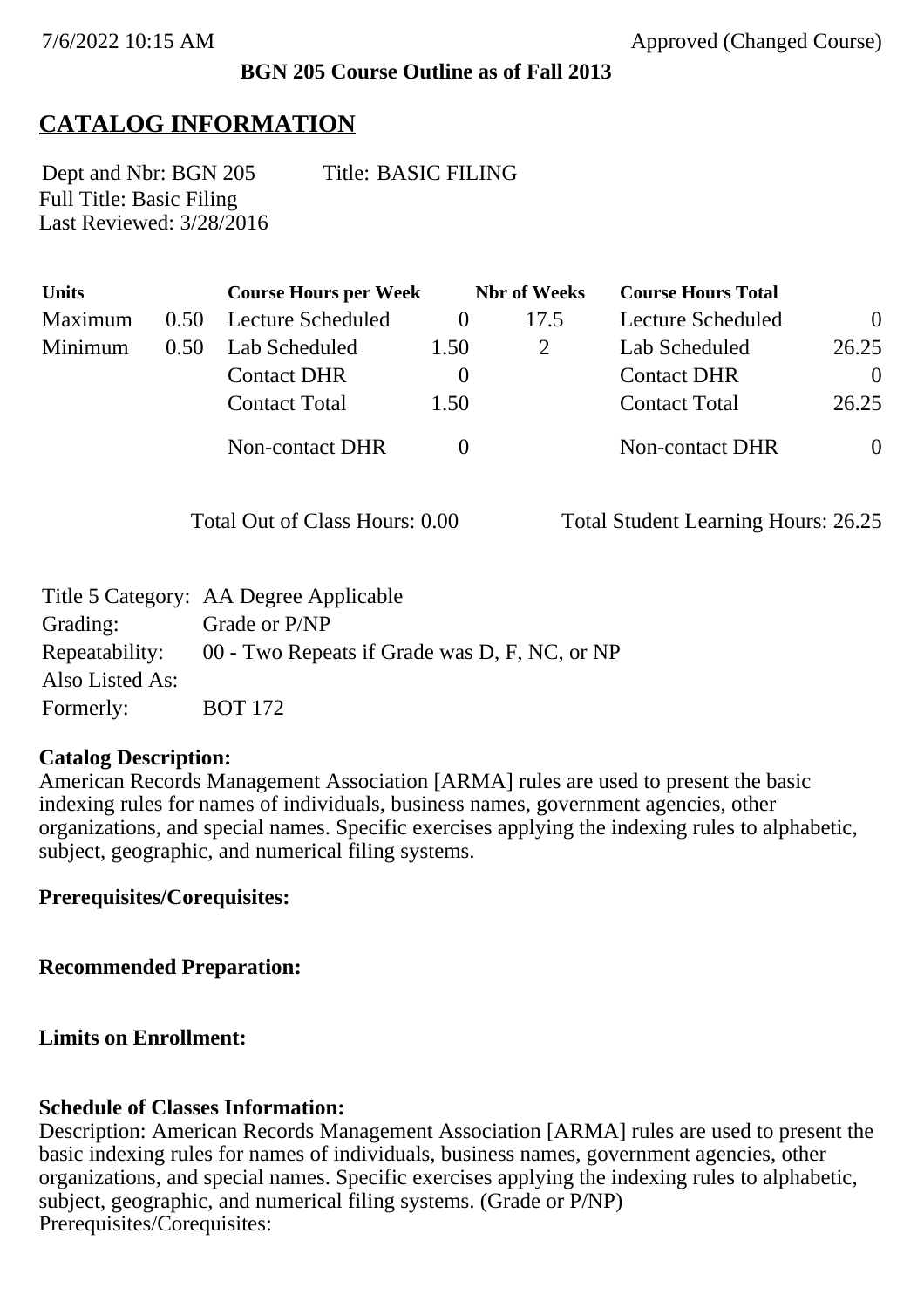7/6/2022 10:15 AM Approved (Changed Course)

**BGN 205 Course Outline as of Fall 2013**

# CATALOG INFORMATION

Dept and Nbr: BGN 205 Title: BASIC FILING
Full Title: Basic Filing
Last Reviewed: 3/28/2016

| Units | | Course Hours per Week | | Nbr of Weeks | Course Hours Total | |
|---|---|---|---|---|---|---|
| Maximum | 0.50 | Lecture Scheduled | 0 | 17.5 | Lecture Scheduled | 0 |
| Minimum | 0.50 | Lab Scheduled | 1.50 | 2 | Lab Scheduled | 26.25 |
| | | Contact DHR | 0 | | Contact DHR | 0 |
| | | Contact Total | 1.50 | | Contact Total | 26.25 |
| | | Non-contact DHR | 0 | | Non-contact DHR | 0 |

Total Out of Class Hours: 0.00 Total Student Learning Hours: 26.25

| | |
|---|---|
| Title 5 Category: | AA Degree Applicable |
| Grading: | Grade or P/NP |
| Repeatability: | 00 - Two Repeats if Grade was D, F, NC, or NP |
| Also Listed As: | |
| Formerly: | BOT 172 |

**Catalog Description:**
American Records Management Association [ARMA] rules are used to present the basic indexing rules for names of individuals, business names, government agencies, other organizations, and special names. Specific exercises applying the indexing rules to alphabetic, subject, geographic, and numerical filing systems.

**Prerequisites/Corequisites:**

**Recommended Preparation:**

**Limits on Enrollment:**

**Schedule of Classes Information:**
Description: American Records Management Association [ARMA] rules are used to present the basic indexing rules for names of individuals, business names, government agencies, other organizations, and special names. Specific exercises applying the indexing rules to alphabetic, subject, geographic, and numerical filing systems. (Grade or P/NP)
Prerequisites/Corequisites: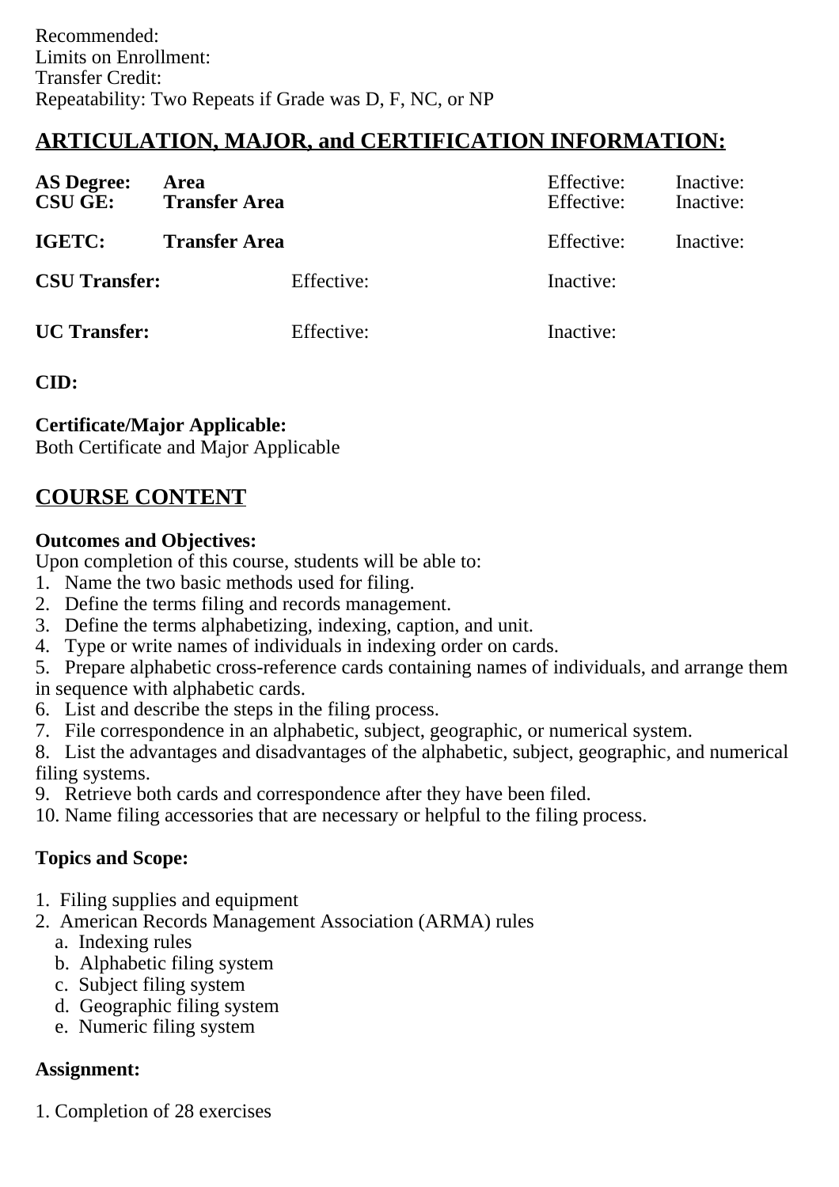Recommended:
Limits on Enrollment:
Transfer Credit:
Repeatability: Two Repeats if Grade was D, F, NC, or NP

## ARTICULATION, MAJOR, and CERTIFICATION INFORMATION:

| | | | | |
|---|---|---|---|---|
| **AS Degree:** | **Area** | | Effective: | Inactive: |
| **CSU GE:** | **Transfer Area** | | Effective: | Inactive: |
| **IGETC:** | **Transfer Area** | | Effective: | Inactive: |
| **CSU Transfer:** | | Effective: | Inactive: | |
| **UC Transfer:** | | Effective: | Inactive: | |

**CID:**

**Certificate/Major Applicable:**
Both Certificate and Major Applicable

## COURSE CONTENT

**Outcomes and Objectives:**
Upon completion of this course, students will be able to:
1. Name the two basic methods used for filing.
2. Define the terms filing and records management.
3. Define the terms alphabetizing, indexing, caption, and unit.
4. Type or write names of individuals in indexing order on cards.
5. Prepare alphabetic cross-reference cards containing names of individuals, and arrange them in sequence with alphabetic cards.
6. List and describe the steps in the filing process.
7. File correspondence in an alphabetic, subject, geographic, or numerical system.
8. List the advantages and disadvantages of the alphabetic, subject, geographic, and numerical filing systems.
9. Retrieve both cards and correspondence after they have been filed.
10. Name filing accessories that are necessary or helpful to the filing process.

**Topics and Scope:**

1. Filing supplies and equipment
2. American Records Management Association (ARMA) rules
   a. Indexing rules
   b. Alphabetic filing system
   c. Subject filing system
   d. Geographic filing system
   e. Numeric filing system

**Assignment:**

1. Completion of 28 exercises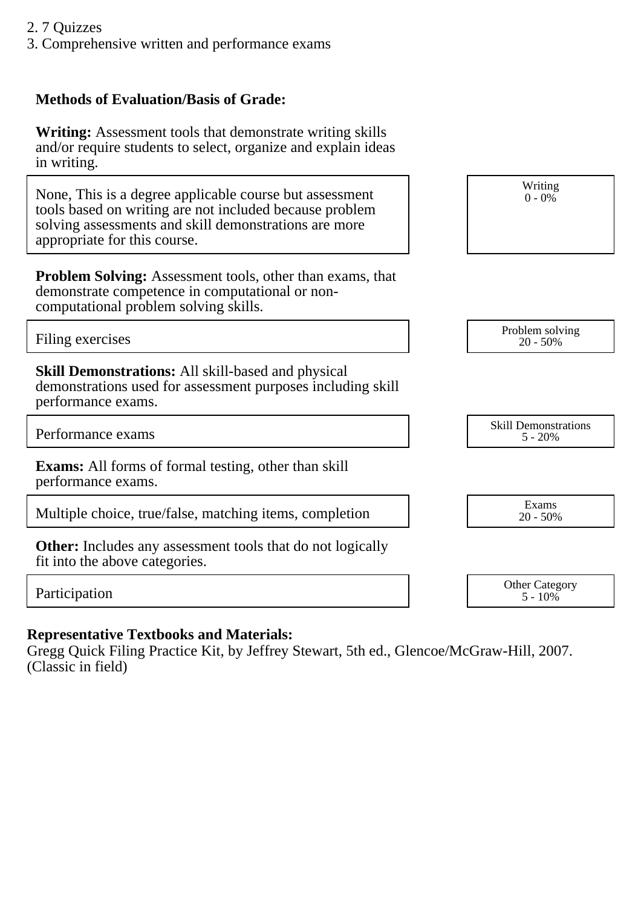2. 7 Quizzes
3. Comprehensive written and performance exams

**Methods of Evaluation/Basis of Grade:**

**Writing:** Assessment tools that demonstrate writing skills and/or require students to select, organize and explain ideas in writing.

| | |
|---|---|
| None, This is a degree applicable course but assessment tools based on writing are not included because problem solving assessments and skill demonstrations are more appropriate for this course. | Writing<br>0 - 0% |

**Problem Solving:** Assessment tools, other than exams, that demonstrate competence in computational or non-computational problem solving skills.

| | |
|---|---|
| Filing exercises | Problem solving<br>20 - 50% |

**Skill Demonstrations:** All skill-based and physical demonstrations used for assessment purposes including skill performance exams.

| | |
|---|---|
| Performance exams | Skill Demonstrations<br>5 - 20% |

**Exams:** All forms of formal testing, other than skill performance exams.

| | |
|---|---|
| Multiple choice, true/false, matching items, completion | Exams<br>20 - 50% |

**Other:** Includes any assessment tools that do not logically fit into the above categories.

| | |
|---|---|
| Participation | Other Category<br>5 - 10% |

**Representative Textbooks and Materials:**
Gregg Quick Filing Practice Kit, by Jeffrey Stewart, 5th ed., Glencoe/McGraw-Hill, 2007. (Classic in field)